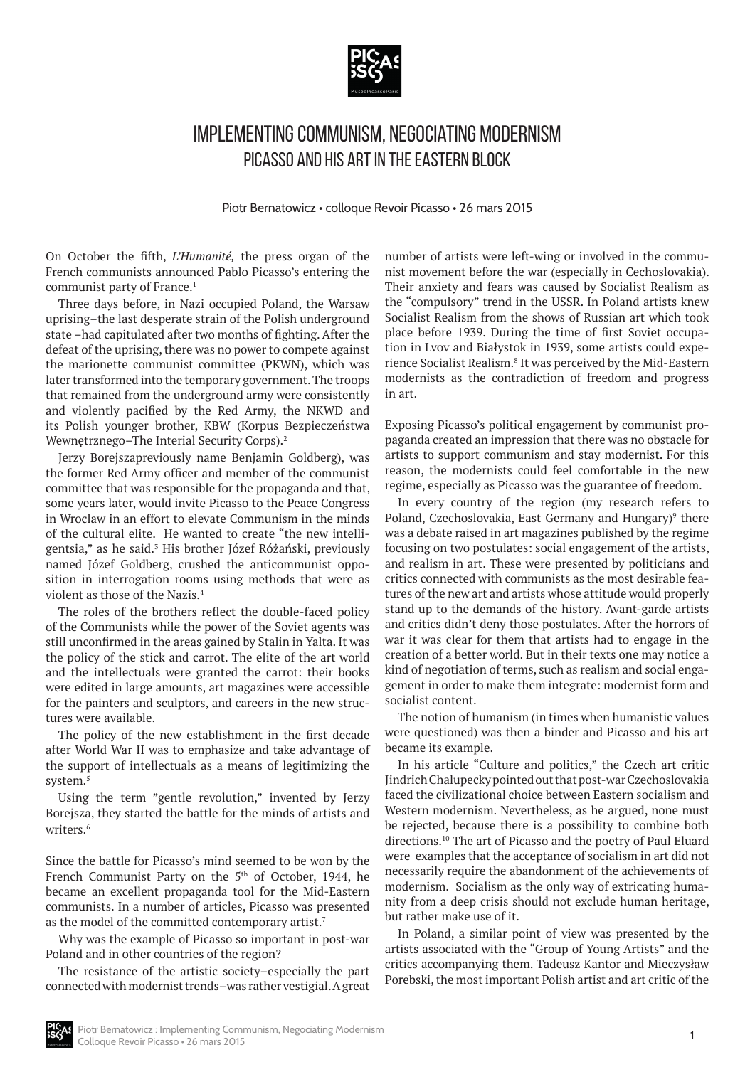# IMPLEMENTING COMMUNISM, NEGOCIATING MODERNISM
## PICASSO AND HIS ART IN THE EASTERN BLOCK

Piotr Bernatowicz • colloque Revoir Picasso • 26 mars 2015

On October the fifth, *L'Humanité,* the press organ of the French communists announced Pablo Picasso's entering the communist party of France.[1]

Three days before, in Nazi occupied Poland, the Warsaw uprising–the last desperate strain of the Polish underground state –had capitulated after two months of fighting. After the defeat of the uprising, there was no power to compete against the marionette communist committee (PKWN), which was later transformed into the temporary government. The troops that remained from the underground army were consistently and violently pacified by the Red Army, the NKWD and its Polish younger brother, KBW (Korpus Bezpieczeństwa Wewnętrznego–The Interial Security Corps).[2]

Jerzy Borejszapreviously name Benjamin Goldberg), was the former Red Army officer and member of the communist committee that was responsible for the propaganda and that, some years later, would invite Picasso to the Peace Congress in Wroclaw in an effort to elevate Communism in the minds of the cultural elite. He wanted to create "the new intelligentsia," as he said.[3] His brother Józef Różański, previously named Józef Goldberg, crushed the anticommunist opposition in interrogation rooms using methods that were as violent as those of the Nazis.[4]

The roles of the brothers reflect the double-faced policy of the Communists while the power of the Soviet agents was still unconfirmed in the areas gained by Stalin in Yalta. It was the policy of the stick and carrot. The elite of the art world and the intellectuals were granted the carrot: their books were edited in large amounts, art magazines were accessible for the painters and sculptors, and careers in the new structures were available.

The policy of the new establishment in the first decade after World War II was to emphasize and take advantage of the support of intellectuals as a means of legitimizing the system.[5]

Using the term "gentle revolution," invented by Jerzy Borejsza, they started the battle for the minds of artists and writers.[6]

Since the battle for Picasso's mind seemed to be won by the French Communist Party on the 5th of October, 1944, he became an excellent propaganda tool for the Mid-Eastern communists. In a number of articles, Picasso was presented as the model of the committed contemporary artist.[7]

Why was the example of Picasso so important in post-war Poland and in other countries of the region?

The resistance of the artistic society–especially the part connected with modernist trends–was rather vestigial. A great number of artists were left-wing or involved in the communist movement before the war (especially in Cechoslovakia). Their anxiety and fears was caused by Socialist Realism as the "compulsory" trend in the USSR. In Poland artists knew Socialist Realism from the shows of Russian art which took place before 1939. During the time of first Soviet occupation in Lvov and Białystok in 1939, some artists could experience Socialist Realism.[8] It was perceived by the Mid-Eastern modernists as the contradiction of freedom and progress in art.

Exposing Picasso's political engagement by communist propaganda created an impression that there was no obstacle for artists to support communism and stay modernist. For this reason, the modernists could feel comfortable in the new regime, especially as Picasso was the guarantee of freedom.

In every country of the region (my research refers to Poland, Czechoslovakia, East Germany and Hungary)[9] there was a debate raised in art magazines published by the regime focusing on two postulates: social engagement of the artists, and realism in art. These were presented by politicians and critics connected with communists as the most desirable features of the new art and artists whose attitude would properly stand up to the demands of the history. Avant-garde artists and critics didn't deny those postulates. After the horrors of war it was clear for them that artists had to engage in the creation of a better world. But in their texts one may notice a kind of negotiation of terms, such as realism and social engagement in order to make them integrate: modernist form and socialist content.

The notion of humanism (in times when humanistic values were questioned) was then a binder and Picasso and his art became its example.

In his article "Culture and politics," the Czech art critic Jindrich Chalupecky pointed out that post-war Czechoslovakia faced the civilizational choice between Eastern socialism and Western modernism. Nevertheless, as he argued, none must be rejected, because there is a possibility to combine both directions.[10] The art of Picasso and the poetry of Paul Eluard were examples that the acceptance of socialism in art did not necessarily require the abandonment of the achievements of modernism. Socialism as the only way of extricating humanity from a deep crisis should not exclude human heritage, but rather make use of it.

In Poland, a similar point of view was presented by the artists associated with the "Group of Young Artists" and the critics accompanying them. Tadeusz Kantor and Mieczysław Porebski, the most important Polish artist and art critic of the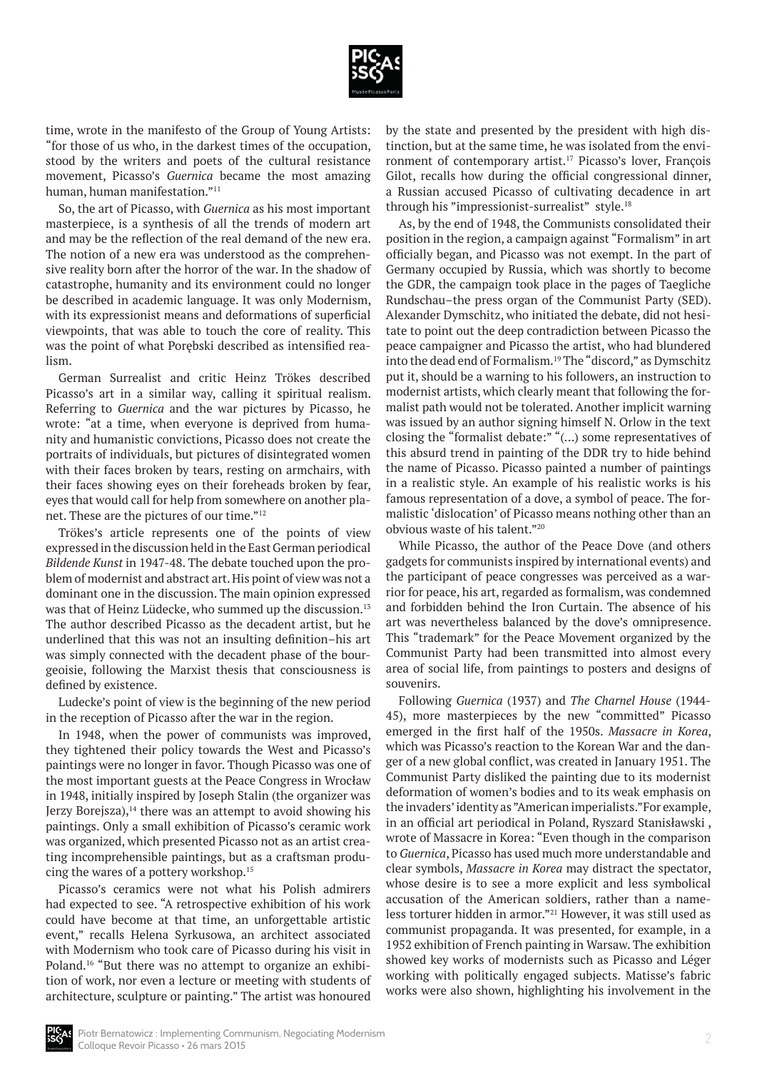time, wrote in the manifesto of the Group of Young Artists: "for those of us who, in the darkest times of the occupation, stood by the writers and poets of the cultural resistance movement, Picasso's *Guernica* became the most amazing human, human manifestation."[11]

So, the art of Picasso, with *Guernica* as his most important masterpiece, is a synthesis of all the trends of modern art and may be the reflection of the real demand of the new era. The notion of a new era was understood as the comprehensive reality born after the horror of the war. In the shadow of catastrophe, humanity and its environment could no longer be described in academic language. It was only Modernism, with its expressionist means and deformations of superficial viewpoints, that was able to touch the core of reality. This was the point of what Porębski described as intensified realism.

German Surrealist and critic Heinz Trökes described Picasso's art in a similar way, calling it spiritual realism. Referring to *Guernica* and the war pictures by Picasso, he wrote: "at a time, when everyone is deprived from humanity and humanistic convictions, Picasso does not create the portraits of individuals, but pictures of disintegrated women with their faces broken by tears, resting on armchairs, with their faces showing eyes on their foreheads broken by fear, eyes that would call for help from somewhere on another planet. These are the pictures of our time."[12]

Trökes's article represents one of the points of view expressed in the discussion held in the East German periodical *Bildende Kunst* in 1947-48. The debate touched upon the problem of modernist and abstract art. His point of view was not a dominant one in the discussion. The main opinion expressed was that of Heinz Lüdecke, who summed up the discussion.[13] The author described Picasso as the decadent artist, but he underlined that this was not an insulting definition–his art was simply connected with the decadent phase of the bourgeoisie, following the Marxist thesis that consciousness is defined by existence.

Ludecke's point of view is the beginning of the new period in the reception of Picasso after the war in the region.

In 1948, when the power of communists was improved, they tightened their policy towards the West and Picasso's paintings were no longer in favor. Though Picasso was one of the most important guests at the Peace Congress in Wrocław in 1948, initially inspired by Joseph Stalin (the organizer was Jerzy Borejsza),[14] there was an attempt to avoid showing his paintings. Only a small exhibition of Picasso's ceramic work was organized, which presented Picasso not as an artist creating incomprehensible paintings, but as a craftsman producing the wares of a pottery workshop.[15]

Picasso's ceramics were not what his Polish admirers had expected to see. "A retrospective exhibition of his work could have become at that time, an unforgettable artistic event," recalls Helena Syrkusowa, an architect associated with Modernism who took care of Picasso during his visit in Poland.[16] "But there was no attempt to organize an exhibition of work, nor even a lecture or meeting with students of architecture, sculpture or painting." The artist was honoured by the state and presented by the president with high distinction, but at the same time, he was isolated from the environment of contemporary artist.[17] Picasso's lover, François Gilot, recalls how during the official congressional dinner, a Russian accused Picasso of cultivating decadence in art through his "impressionist-surrealist" style.[18]

As, by the end of 1948, the Communists consolidated their position in the region, a campaign against "Formalism" in art officially began, and Picasso was not exempt. In the part of Germany occupied by Russia, which was shortly to become the GDR, the campaign took place in the pages of Taegliche Rundschau–the press organ of the Communist Party (SED). Alexander Dymschitz, who initiated the debate, did not hesitate to point out the deep contradiction between Picasso the peace campaigner and Picasso the artist, who had blundered into the dead end of Formalism.[19] The "discord," as Dymschitz put it, should be a warning to his followers, an instruction to modernist artists, which clearly meant that following the formalist path would not be tolerated. Another implicit warning was issued by an author signing himself N. Orlow in the text closing the "formalist debate:" "(...) some representatives of this absurd trend in painting of the DDR try to hide behind the name of Picasso. Picasso painted a number of paintings in a realistic style. An example of his realistic works is his famous representation of a dove, a symbol of peace. The formalistic 'dislocation' of Picasso means nothing other than an obvious waste of his talent."[20]

While Picasso, the author of the Peace Dove (and others gadgets for communists inspired by international events) and the participant of peace congresses was perceived as a warrior for peace, his art, regarded as formalism, was condemned and forbidden behind the Iron Curtain. The absence of his art was nevertheless balanced by the dove's omnipresence. This "trademark" for the Peace Movement organized by the Communist Party had been transmitted into almost every area of social life, from paintings to posters and designs of souvenirs.

Following *Guernica* (1937) and *The Charnel House* (1944-45), more masterpieces by the new "committed" Picasso emerged in the first half of the 1950s. *Massacre in Korea*, which was Picasso's reaction to the Korean War and the danger of a new global conflict, was created in January 1951. The Communist Party disliked the painting due to its modernist deformation of women's bodies and to its weak emphasis on the invaders' identity as "American imperialists." For example, in an official art periodical in Poland, Ryszard Stanisławski , wrote of Massacre in Korea: "Even though in the comparison to *Guernica*, Picasso has used much more understandable and clear symbols, *Massacre in Korea* may distract the spectator, whose desire is to see a more explicit and less symbolical accusation of the American soldiers, rather than a nameless torturer hidden in armor."[21] However, it was still used as communist propaganda. It was presented, for example, in a 1952 exhibition of French painting in Warsaw. The exhibition showed key works of modernists such as Picasso and Léger working with politically engaged subjects. Matisse's fabric works were also shown, highlighting his involvement in the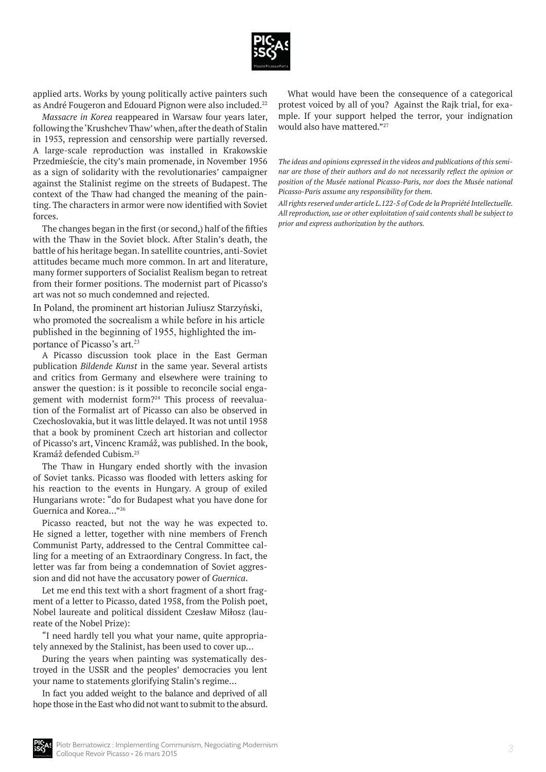applied arts. Works by young politically active painters such as André Fougeron and Edouard Pignon were also included.[22]

*Massacre in Korea* reappeared in Warsaw four years later, following the 'Krushchev Thaw' when, after the death of Stalin in 1953, repression and censorship were partially reversed. A large-scale reproduction was installed in Krakowskie Przedmieście, the city's main promenade, in November 1956 as a sign of solidarity with the revolutionaries' campaigner against the Stalinist regime on the streets of Budapest. The context of the Thaw had changed the meaning of the painting. The characters in armor were now identified with Soviet forces.

The changes began in the first (or second,) half of the fifties with the Thaw in the Soviet block. After Stalin's death, the battle of his heritage began. In satellite countries, anti-Soviet attitudes became much more common. In art and literature, many former supporters of Socialist Realism began to retreat from their former positions. The modernist part of Picasso's art was not so much condemned and rejected.

In Poland, the prominent art historian Juliusz Starzyński, who promoted the socrealism a while before in his article published in the beginning of 1955, highlighted the importance of Picasso's art.[23]

A Picasso discussion took place in the East German publication *Bildende Kunst* in the same year. Several artists and critics from Germany and elsewhere were training to answer the question: is it possible to reconcile social engagement with modernist form?[24] This process of reevaluation of the Formalist art of Picasso can also be observed in Czechoslovakia, but it was little delayed. It was not until 1958 that a book by prominent Czech art historian and collector of Picasso's art, Vincenc Kramáž, was published. In the book, Kramáž defended Cubism.[25]

The Thaw in Hungary ended shortly with the invasion of Soviet tanks. Picasso was flooded with letters asking for his reaction to the events in Hungary. A group of exiled Hungarians wrote: "do for Budapest what you have done for Guernica and Korea..."[26]

Picasso reacted, but not the way he was expected to. He signed a letter, together with nine members of French Communist Party, addressed to the Central Committee calling for a meeting of an Extraordinary Congress. In fact, the letter was far from being a condemnation of Soviet aggression and did not have the accusatory power of *Guernica*.

Let me end this text with a short fragment of a short fragment of a letter to Picasso, dated 1958, from the Polish poet, Nobel laureate and political dissident Czesław Miłosz (laureate of the Nobel Prize):

"I need hardly tell you what your name, quite appropriately annexed by the Stalinist, has been used to cover up...

During the years when painting was systematically destroyed in the USSR and the peoples' democracies you lent your name to statements glorifying Stalin's regime...

In fact you added weight to the balance and deprived of all hope those in the East who did not want to submit to the absurd.

What would have been the consequence of a categorical protest voiced by all of you? Against the Rajk trial, for example. If your support helped the terror, your indignation would also have mattered."[27]

*The ideas and opinions expressed in the videos and publications of this seminar are those of their authors and do not necessarily reflect the opinion or position of the Musée national Picasso-Paris, nor does the Musée national Picasso-Paris assume any responsibility for them.*

*All rights reserved under article L.122-5 of Code de la Propriété Intellectuelle. All reproduction, use or other exploitation of said contents shall be subject to prior and express authorization by the authors.*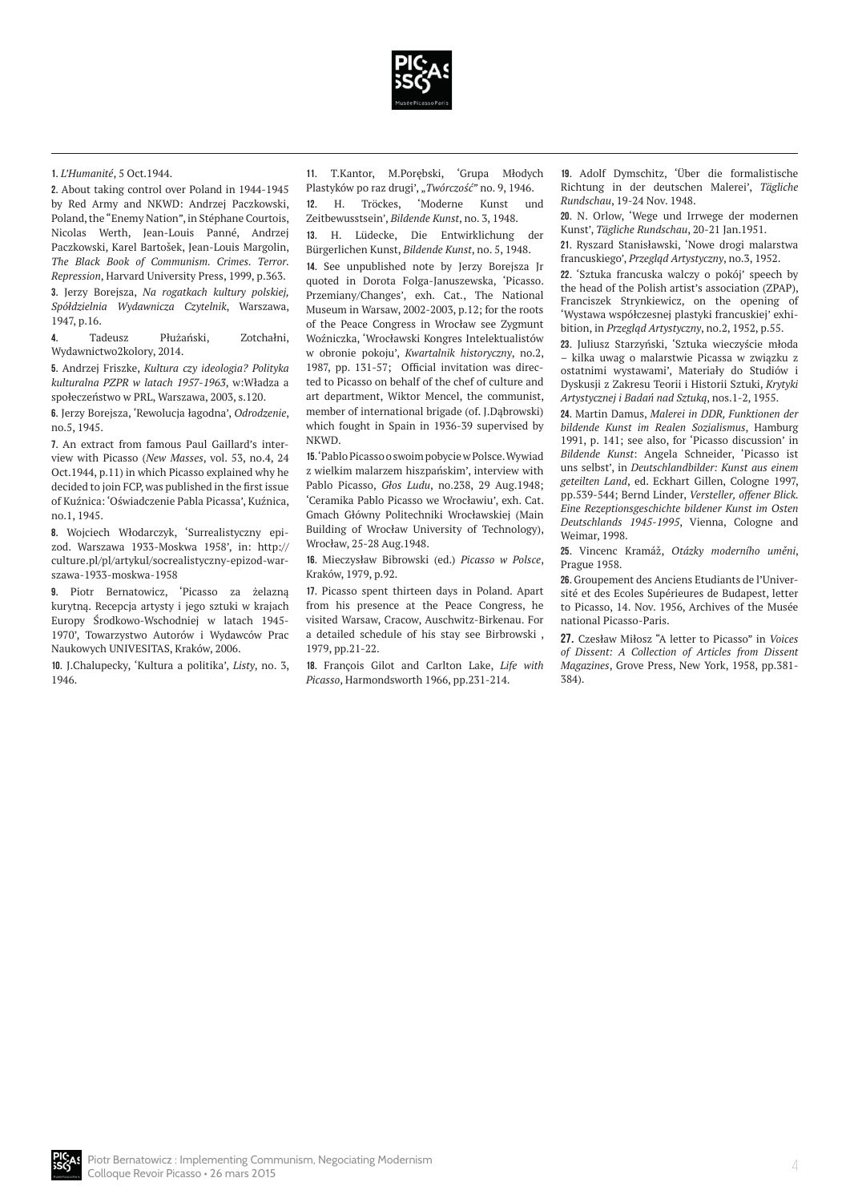1. *L'Humanité*, 5 Oct.1944.

2. About taking control over Poland in 1944-1945 by Red Army and NKWD: Andrzej Paczkowski, Poland, the "Enemy Nation", in Stéphane Courtois, Nicolas Werth, Jean-Louis Panné, Andrzej Paczkowski, Karel Bartošek, Jean-Louis Margolin, *The Black Book of Communism. Crimes. Terror. Repression*, Harvard University Press, 1999, p.363.

3. Jerzy Borejsza, *Na rogatkach kultury polskiej, Spółdzielnia Wydawnicza Czytelnik*, Warszawa, 1947, p.16.

4. Tadeusz Płużański, Zotchałni, Wydawnictwo2kolory, 2014.

5. Andrzej Friszke, *Kultura czy ideologia? Polityka kulturalna PZPR w latach 1957-1963*, w:Władza a społeczeństwo w PRL, Warszawa, 2003, s.120.

6. Jerzy Borejsza, 'Rewolucja łagodna', *Odrodzenie*, no.5, 1945.

7. An extract from famous Paul Gaillard's interview with Picasso (*New Masses*, vol. 53, no.4, 24 Oct.1944, p.11) in which Picasso explained why he decided to join FCP, was published in the first issue of Kuźnica: 'Oświadczenie Pabla Picassa', Kuźnica, no.1, 1945.

8. Wojciech Włodarczyk, 'Surrealistyczny epizod. Warszawa 1933-Moskwa 1958', in: http://culture.pl/pl/artykul/socrealistyczny-epizod-warszawa-1933-moskwa-1958

9. Piotr Bernatowicz, 'Picasso za żelazną kurytną. Recepcja artysty i jego sztuki w krajach Europy Środkowo-Wschodniej w latach 1945-1970', Towarzystwo Autorów i Wydawców Prac Naukowych UNIVESITAS, Kraków, 2006.

10. J.Chalupecky, 'Kultura a politika', *Listy*, no. 3, 1946.

11. T.Kantor, M.Porębski, 'Grupa Młodych Plastyków po raz drugi', *„Twórczość"* no. 9, 1946.

12. H. Tröckes, 'Moderne Kunst und Zeitbewusstsein', *Bildende Kunst*, no. 3, 1948.

13. H. Lüdecke, Die Entwirklichung der Bürgerlichen Kunst, *Bildende Kunst*, no. 5, 1948.

14. See unpublished note by Jerzy Borejsza Jr quoted in Dorota Folga-Januszewska, 'Picasso. Przemiany/Changes', exh. Cat., The National Museum in Warsaw, 2002-2003, p.12; for the roots of the Peace Congress in Wrocław see Zygmunt Woźniczka, 'Wrocławski Kongres Intelektualistów w obronie pokoju', *Kwartalnik historyczny*, no.2, 1987, pp. 131-57; Official invitation was directed to Picasso on behalf of the chef of culture and art department, Wiktor Mencel, the communist, member of international brigade (of. J.Dąbrowski) which fought in Spain in 1936-39 supervised by NKWD.

15. 'Pablo Picasso o swoim pobycie w Polsce. Wywiad z wielkim malarzem hiszpańskim', interview with Pablo Picasso, *Głos Ludu*, no.238, 29 Aug.1948; 'Ceramika Pablo Picasso we Wrocławiu', exh. Cat. Gmach Główny Politechniki Wrocławskiej (Main Building of Wrocław University of Technology), Wrocław, 25-28 Aug.1948.

16. Mieczysław Bibrowski (ed.) *Picasso w Polsce*, Kraków, 1979, p.92.

17. Picasso spent thirteen days in Poland. Apart from his presence at the Peace Congress, he visited Warsaw, Cracow, Auschwitz-Birkenau. For a detailed schedule of his stay see Birbrowski , 1979, pp.21-22.

18. François Gilot and Carlton Lake, *Life with Picasso*, Harmondsworth 1966, pp.231-214.

19. Adolf Dymschitz, 'Über die formalistische Richtung in der deutschen Malerei', *Tägliche Rundschau*, 19-24 Nov. 1948.

20. N. Orlow, 'Wege und Irrwege der modernen Kunst', *Tägliche Rundschau*, 20-21 Jan.1951.

21. Ryszard Stanisławski, 'Nowe drogi malarstwa francuskiego', *Przegląd Artystyczny*, no.3, 1952.

22. 'Sztuka francuska walczy o pokój' speech by the head of the Polish artist's association (ZPAP), Franciszek Strynkiewicz, on the opening of 'Wystawa współczesnej plastyki francuskiej' exhibition, in *Przegląd Artystyczny*, no.2, 1952, p.55.

23. Juliusz Starzyński, 'Sztuka wieczyście młoda – kilka uwag o malarstwie Picassa w związku z ostatnimi wystawami', Materiały do Studiów i Dyskusji z Zakresu Teorii i Historii Sztuki, *Krytyki Artystycznej i Badań nad Sztuką*, nos.1-2, 1955.

24. Martin Damus, *Malerei in DDR, Funktionen der bildende Kunst im Realen Sozialismus*, Hamburg 1991, p. 141; see also, for 'Picasso discussion' in *Bildende Kunst*: Angela Schneider, 'Picasso ist uns selbst', in *Deutschlandbilder: Kunst aus einem geteilten Land*, ed. Eckhart Gillen, Cologne 1997, pp.539-544; Bernd Linder, *Versteller, offener Blick. Eine Rezeptionsgeschichte bildener Kunst im Osten Deutschlands 1945-1995*, Vienna, Cologne and Weimar, 1998.

25. Vincenc Kramáž, *Otázky moderního umění*, Prague 1958.

26. Groupement des Anciens Etudiants de l'Université et des Ecoles Supérieures de Budapest, letter to Picasso, 14. Nov. 1956, Archives of the Musée national Picasso-Paris.

27. Czesław Miłosz "A letter to Picasso" in *Voices of Dissent: A Collection of Articles from Dissent Magazines*, Grove Press, New York, 1958, pp.381-384).